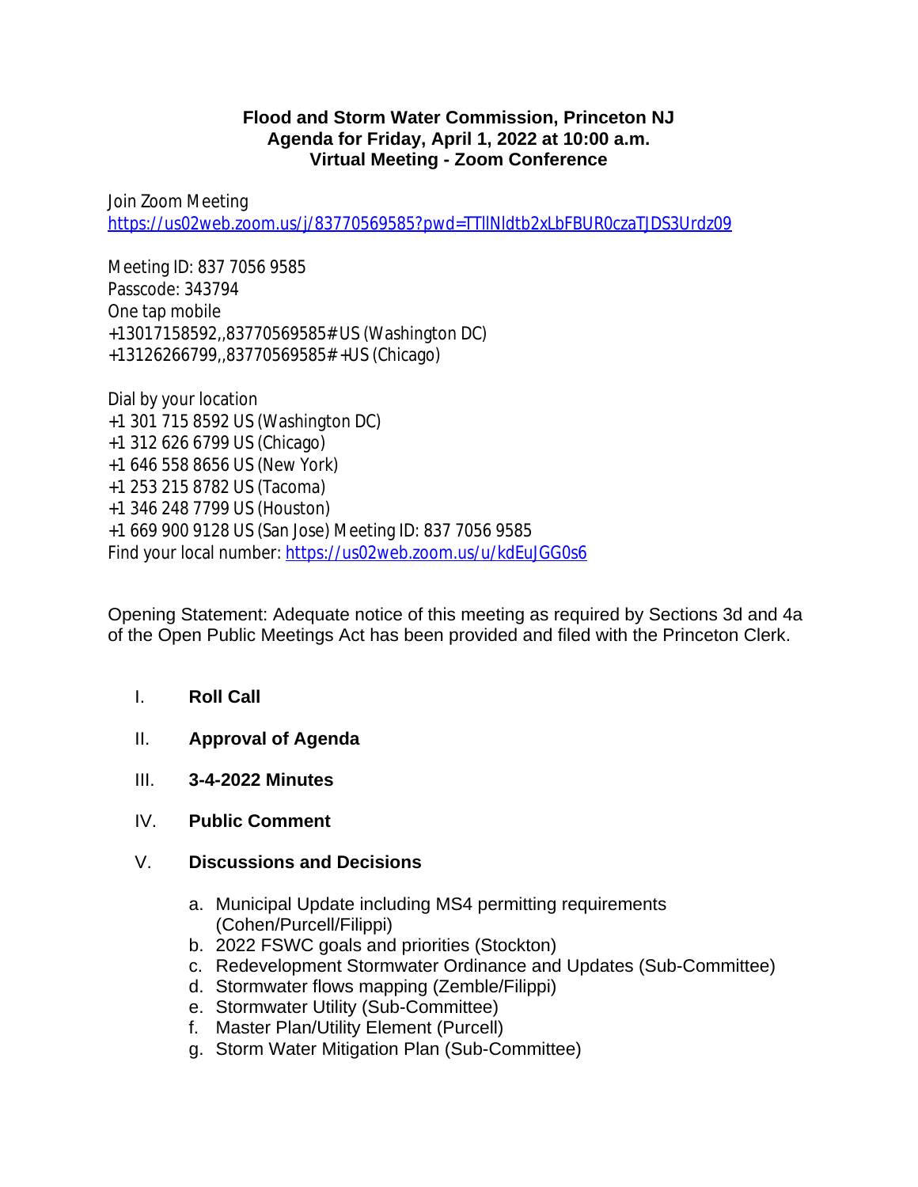**Flood and Storm Water Commission, Princeton NJ**
**Agenda for Friday, April 1, 2022 at 10:00 a.m.**
**Virtual Meeting - Zoom Conference**

Join Zoom Meeting
https://us02web.zoom.us/j/83770569585?pwd=TTllNldtb2xLbFBUR0czaTJDS3Urdz09

Meeting ID: 837 7056 9585
Passcode: 343794
One tap mobile
+13017158592,,83770569585# US (Washington DC)
+13126266799,,83770569585# +US (Chicago)

Dial by your location
+1 301 715 8592 US (Washington DC)
+1 312 626 6799 US (Chicago)
+1 646 558 8656 US (New York)
+1 253 215 8782 US (Tacoma)
+1 346 248 7799 US (Houston)
+1 669 900 9128 US (San Jose) Meeting ID: 837 7056 9585
Find your local number: https://us02web.zoom.us/u/kdEuJGG0s6

Opening Statement: Adequate notice of this meeting as required by Sections 3d and 4a of the Open Public Meetings Act has been provided and filed with the Princeton Clerk.

I. **Roll Call**

II. **Approval of Agenda**

III. **3-4-2022 Minutes**

IV. **Public Comment**

V. **Discussions and Decisions**

   a. Municipal Update including MS4 permitting requirements (Cohen/Purcell/Filippi)
   b. 2022 FSWC goals and priorities (Stockton)
   c. Redevelopment Stormwater Ordinance and Updates (Sub-Committee)
   d. Stormwater flows mapping (Zemble/Filippi)
   e. Stormwater Utility (Sub-Committee)
   f. Master Plan/Utility Element (Purcell)
   g. Storm Water Mitigation Plan (Sub-Committee)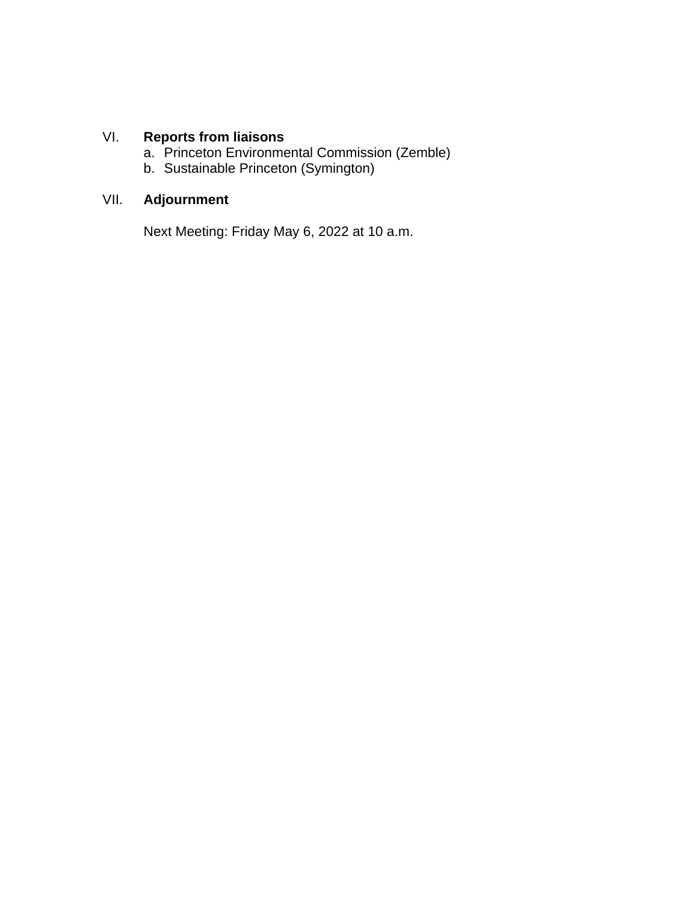VI. **Reports from liaisons**

a. Princeton Environmental Commission (Zemble)
b. Sustainable Princeton (Symington)

VII. **Adjournment**

Next Meeting: Friday May 6, 2022 at 10 a.m.